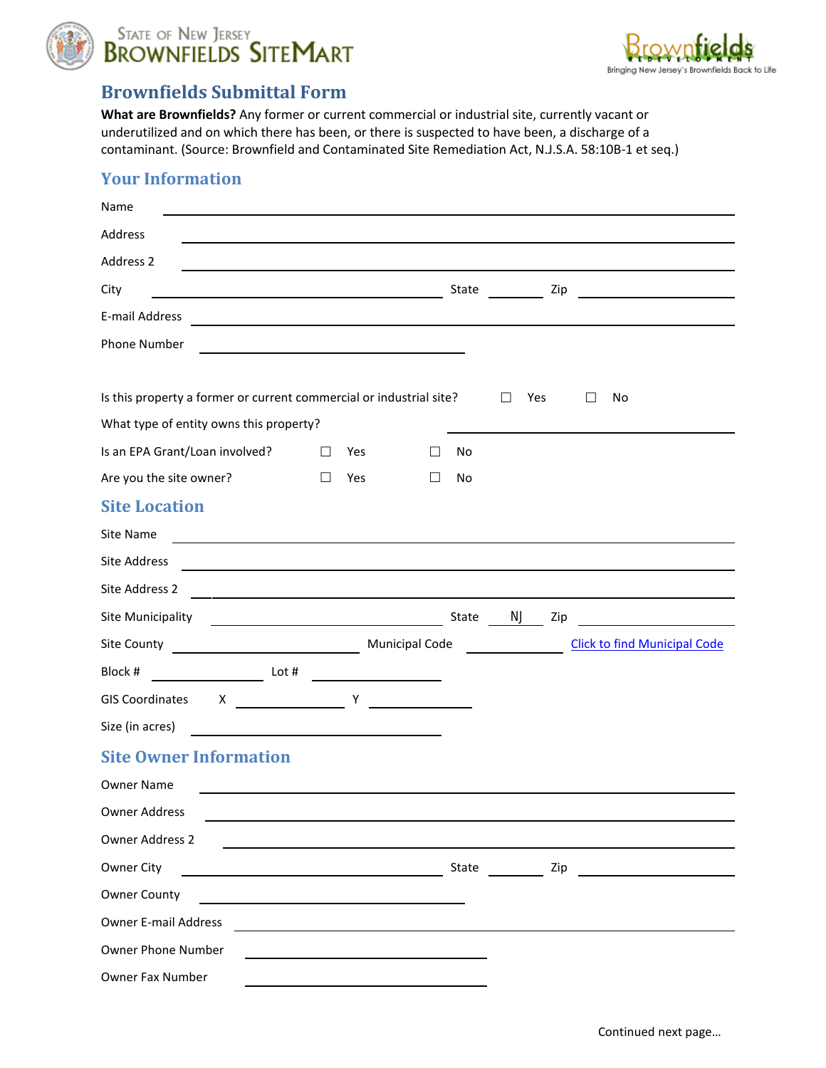State of New Jersey
BROWNFIELDS SITEMART

Brownfields Redevelopment
Bringing New Jersey's Brownfields Back to Life

# Brownfields Submittal Form

**What are Brownfields?** Any former or current commercial or industrial site, currently vacant or underutilized and on which there has been, or there is suspected to have been, a discharge of a contaminant. (Source: Brownfield and Contaminated Site Remediation Act, N.J.S.A. 58:10B-1 et seq.)

## Your Information

Name ______________________________

Address ______________________________

Address 2 ______________________________

City ____________________ State ________ Zip __________

E-mail Address ______________________________

Phone Number ____________________

Is this property a former or current commercial or industrial site? ☐ Yes ☐ No

What type of entity owns this property? ____________________

Is an EPA Grant/Loan involved? ☐ Yes ☐ No

Are you the site owner? ☐ Yes ☐ No

## Site Location

Site Name ______________________________

Site Address ______________________________

Site Address 2 ______________________________

Site Municipality ____________________ State NJ Zip __________

Site County ____________________ Municipal Code __________ Click to find Municipal Code

Block # __________ Lot # __________

GIS Coordinates X __________ Y __________

Size (in acres) ____________________

## Site Owner Information

Owner Name ______________________________

Owner Address ______________________________

Owner Address 2 ______________________________

Owner City ____________________ State ________ Zip __________

Owner County ____________________

Owner E-mail Address ______________________________

Owner Phone Number ____________________

Owner Fax Number ____________________

Continued next page…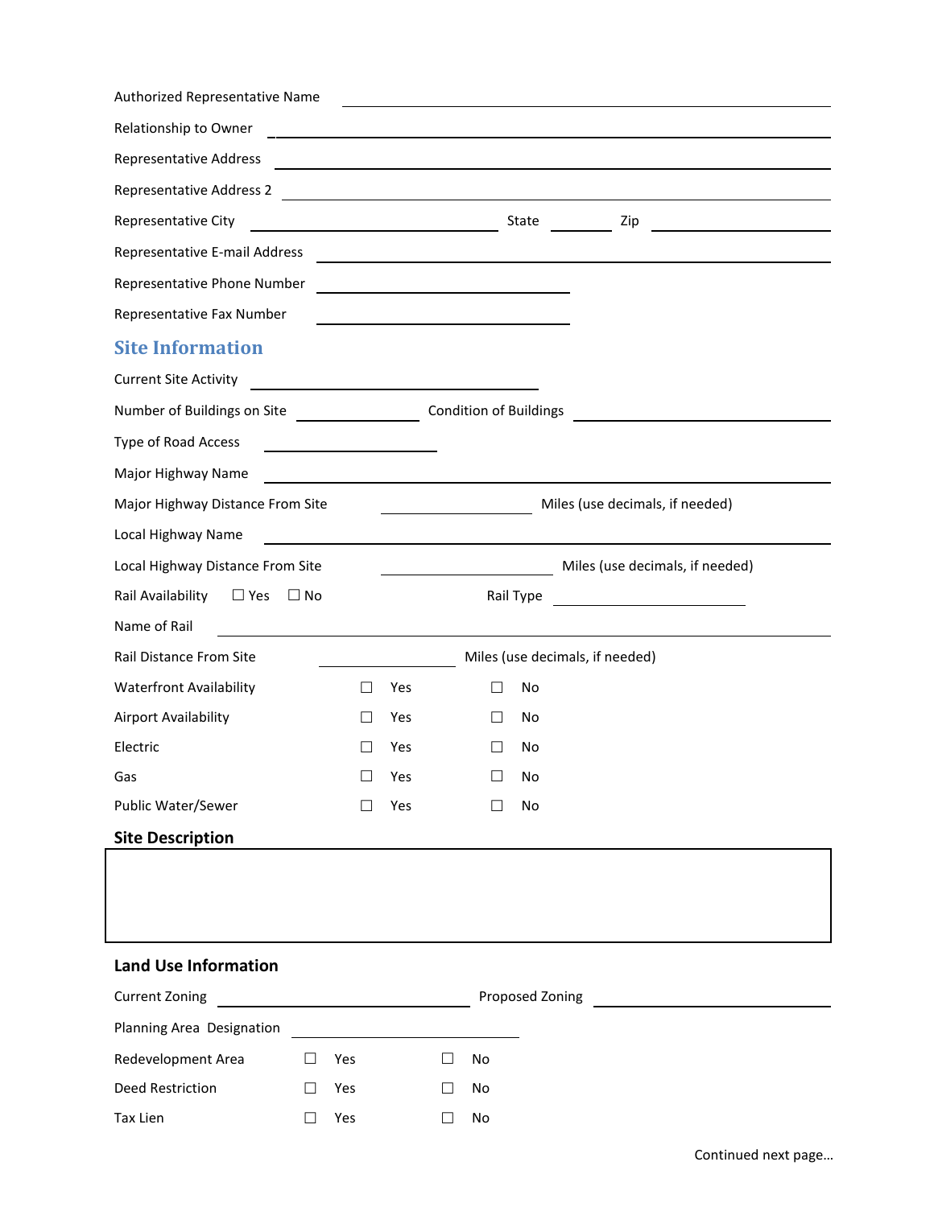Authorized Representative Name \_\_\_\_\_\_\_\_\_\_\_\_\_\_\_\_\_\_\_\_

Relationship to Owner \_\_\_\_\_\_\_\_\_\_\_\_\_\_\_\_\_\_\_\_

Representative Address \_\_\_\_\_\_\_\_\_\_\_\_\_\_\_\_\_\_\_\_

Representative Address 2 \_\_\_\_\_\_\_\_\_\_\_\_\_\_\_\_\_\_\_\_

Representative City \_\_\_\_\_\_\_\_\_\_\_\_\_\_\_\_\_\_\_\_ State \_\_\_\_\_\_\_\_ Zip \_\_\_\_\_\_\_\_\_\_\_\_

Representative E-mail Address \_\_\_\_\_\_\_\_\_\_\_\_\_\_\_\_\_\_\_\_

Representative Phone Number \_\_\_\_\_\_\_\_\_\_\_\_\_\_\_\_\_\_\_\_

Representative Fax Number \_\_\_\_\_\_\_\_\_\_\_\_\_\_\_\_\_\_\_\_

## Site Information

Current Site Activity \_\_\_\_\_\_\_\_\_\_\_\_\_\_\_\_\_\_\_\_

Number of Buildings on Site \_\_\_\_\_\_\_\_\_\_ Condition of Buildings \_\_\_\_\_\_\_\_\_\_\_\_\_\_\_\_\_\_\_\_

Type of Road Access \_\_\_\_\_\_\_\_\_\_\_\_\_\_\_\_\_\_\_\_

Major Highway Name \_\_\_\_\_\_\_\_\_\_\_\_\_\_\_\_\_\_\_\_

Major Highway Distance From Site \_\_\_\_\_\_\_\_\_\_\_\_ Miles (use decimals, if needed)

Local Highway Name \_\_\_\_\_\_\_\_\_\_\_\_\_\_\_\_\_\_\_\_

Local Highway Distance From Site \_\_\_\_\_\_\_\_\_\_\_\_ Miles (use decimals, if needed)

Rail Availability ☐ Yes ☐ No Rail Type \_\_\_\_\_\_\_\_\_\_\_\_\_\_\_\_

Name of Rail \_\_\_\_\_\_\_\_\_\_\_\_\_\_\_\_\_\_\_\_

Rail Distance From Site \_\_\_\_\_\_\_\_\_\_\_\_ Miles (use decimals, if needed)

Waterfront Availability ☐ Yes ☐ No

Airport Availability ☐ Yes ☐ No

Electric ☐ Yes ☐ No

Gas ☐ Yes ☐ No

Public Water/Sewer ☐ Yes ☐ No

### Site Description

|  |
|---|
|  |

### Land Use Information

Current Zoning \_\_\_\_\_\_\_\_\_\_\_\_\_\_\_\_\_\_\_\_ Proposed Zoning \_\_\_\_\_\_\_\_\_\_\_\_\_\_\_\_\_\_\_\_

Planning Area Designation \_\_\_\_\_\_\_\_\_\_\_\_\_\_\_\_\_\_\_\_

Redevelopment Area ☐ Yes ☐ No

Deed Restriction ☐ Yes ☐ No

Tax Lien ☐ Yes ☐ No

Continued next page…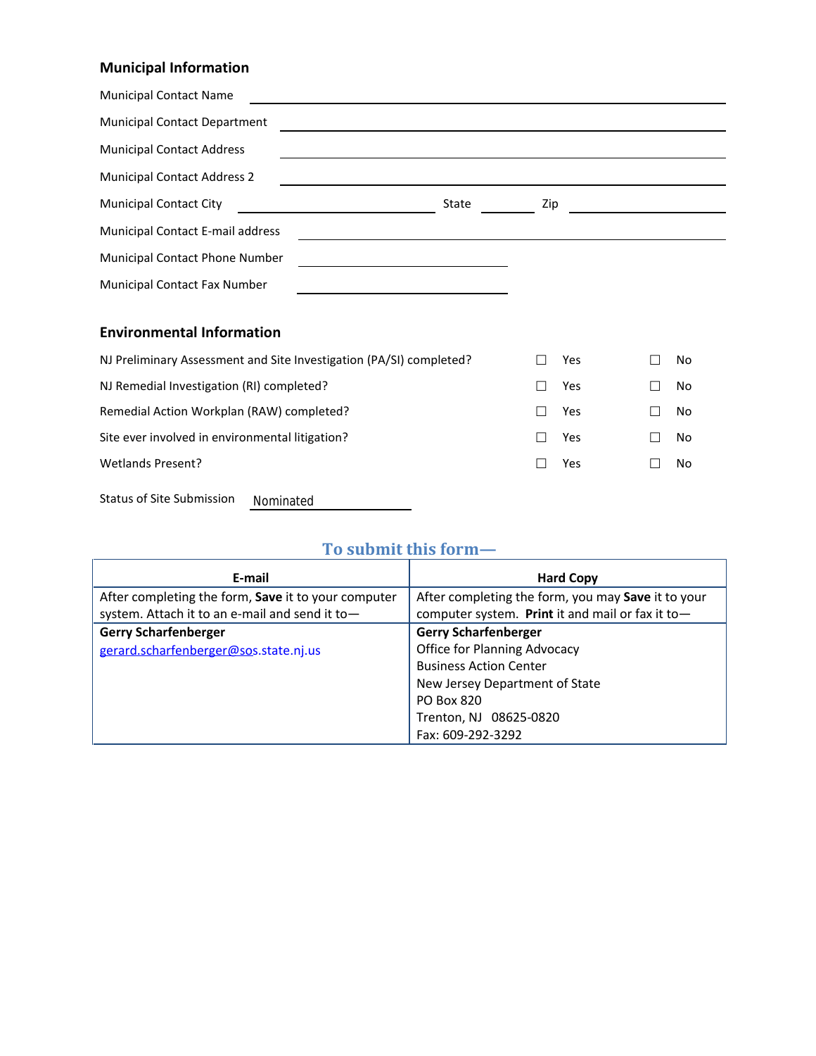## Municipal Information

Municipal Contact Name \_\_\_\_\_\_\_\_\_\_\_\_\_\_\_\_\_\_\_\_\_\_\_\_\_\_\_\_\_\_\_\_\_\_\_\_\_\_\_\_

Municipal Contact Department \_\_\_\_\_\_\_\_\_\_\_\_\_\_\_\_\_\_\_\_\_\_\_\_\_\_\_\_\_\_\_\_\_\_\_\_\_\_\_\_

Municipal Contact Address \_\_\_\_\_\_\_\_\_\_\_\_\_\_\_\_\_\_\_\_\_\_\_\_\_\_\_\_\_\_\_\_\_\_\_\_\_\_\_\_

Municipal Contact Address 2 \_\_\_\_\_\_\_\_\_\_\_\_\_\_\_\_\_\_\_\_\_\_\_\_\_\_\_\_\_\_\_\_\_\_\_\_\_\_\_\_

Municipal Contact City \_\_\_\_\_\_\_\_\_\_\_\_\_\_\_\_\_\_ State \_\_\_\_\_ Zip \_\_\_\_\_\_\_\_\_\_\_\_\_\_

Municipal Contact E-mail address \_\_\_\_\_\_\_\_\_\_\_\_\_\_\_\_\_\_\_\_\_\_\_\_\_\_\_\_\_\_\_\_\_\_\_\_\_\_\_\_

Municipal Contact Phone Number \_\_\_\_\_\_\_\_\_\_\_\_\_\_\_\_\_\_\_\_

Municipal Contact Fax Number \_\_\_\_\_\_\_\_\_\_\_\_\_\_\_\_\_\_\_\_

## Environmental Information

| | | |
|---|---|---|
| NJ Preliminary Assessment and Site Investigation (PA/SI) completed? | ☐ Yes | ☐ No |
| NJ Remedial Investigation (RI) completed? | ☐ Yes | ☐ No |
| Remedial Action Workplan (RAW) completed? | ☐ Yes | ☐ No |
| Site ever involved in environmental litigation? | ☐ Yes | ☐ No |
| Wetlands Present? | ☐ Yes | ☐ No |

Status of Site Submission Nominated

## To submit this form—

| E-mail | Hard Copy |
|---|---|
| After completing the form, **Save** it to your computer system. Attach it to an e-mail and send it to— | After completing the form, you may **Save** it to your computer system. **Print** it and mail or fax it to— |
| **Gerry Scharfenberger**<br>gerard.scharfenberger@sos.state.nj.us | **Gerry Scharfenberger**<br>Office for Planning Advocacy<br>Business Action Center<br>New Jersey Department of State<br>PO Box 820<br>Trenton, NJ 08625-0820<br>Fax: 609-292-3292 |